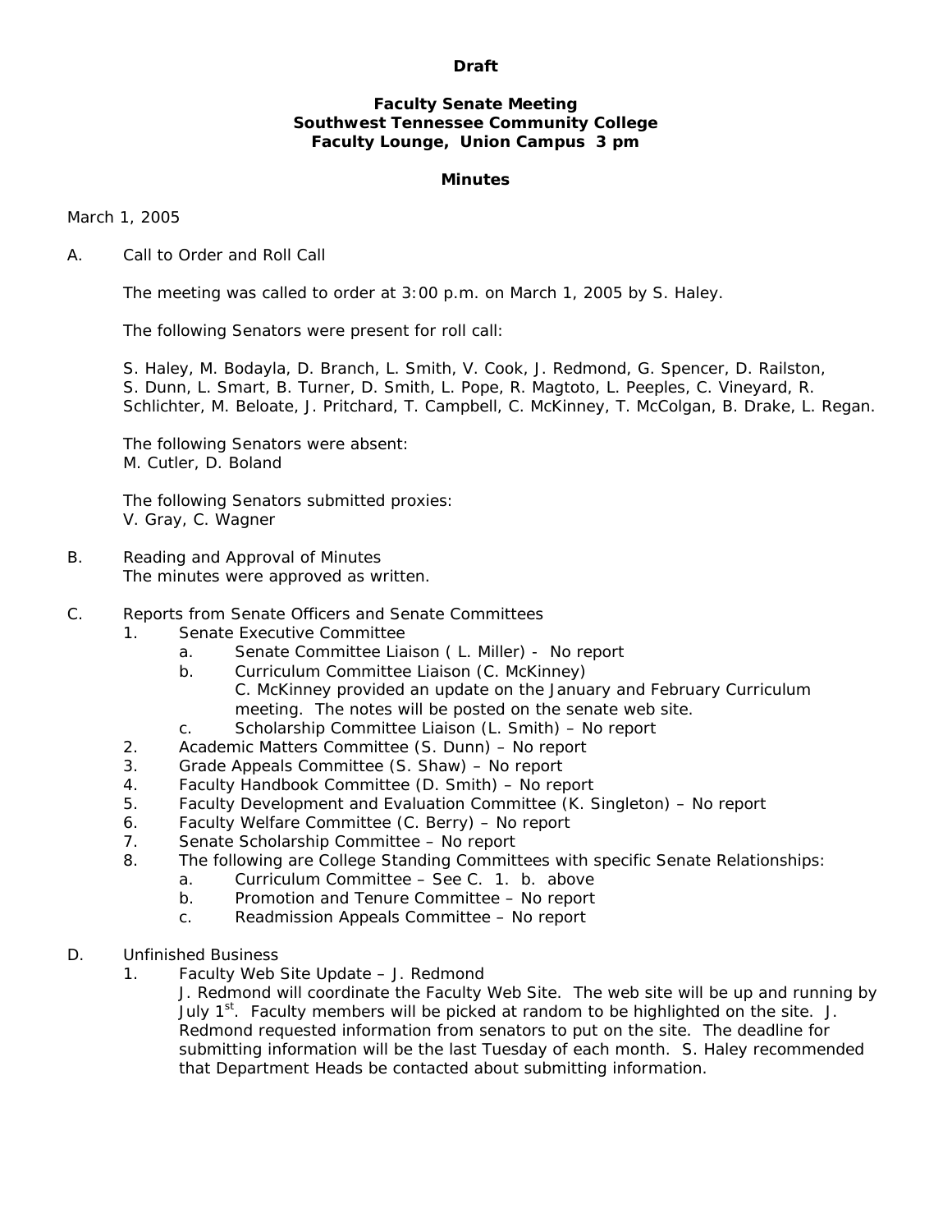**Draft**

# Faculty Senate Meeting
# Southwest Tennessee Community College
# Faculty Lounge, Union Campus 3 pm

## Minutes

March 1, 2005

A. Call to Order and Roll Call

The meeting was called to order at 3:00 p.m. on March 1, 2005 by S. Haley.

The following Senators were present for roll call:

S. Haley, M. Bodayla, D. Branch, L. Smith, V. Cook, J. Redmond, G. Spencer, D. Railston, S. Dunn, L. Smart, B. Turner, D. Smith, L. Pope, R. Magtoto, L. Peeples, C. Vineyard, R. Schlichter, M. Beloate, J. Pritchard, T. Campbell, C. McKinney, T. McColgan, B. Drake, L. Regan.

The following Senators were absent:
M. Cutler, D. Boland

The following Senators submitted proxies:
V. Gray, C. Wagner

B. Reading and Approval of Minutes
The minutes were approved as written.

C. Reports from Senate Officers and Senate Committees
1. Senate Executive Committee
   a. Senate Committee Liaison ( L. Miller) - No report
   b. Curriculum Committee Liaison (C. McKinney)
      C. McKinney provided an update on the January and February Curriculum meeting. The notes will be posted on the senate web site.
   c. Scholarship Committee Liaison (L. Smith) – No report
2. Academic Matters Committee (S. Dunn) – No report
3. Grade Appeals Committee (S. Shaw) – No report
4. Faculty Handbook Committee (D. Smith) – No report
5. Faculty Development and Evaluation Committee (K. Singleton) – No report
6. Faculty Welfare Committee (C. Berry) – No report
7. Senate Scholarship Committee – No report
8. The following are College Standing Committees with specific Senate Relationships:
   a. Curriculum Committee – See C. 1. b. above
   b. Promotion and Tenure Committee – No report
   c. Readmission Appeals Committee – No report

D. Unfinished Business
1. Faculty Web Site Update – J. Redmond
   J. Redmond will coordinate the Faculty Web Site. The web site will be up and running by July 1st. Faculty members will be picked at random to be highlighted on the site. J. Redmond requested information from senators to put on the site. The deadline for submitting information will be the last Tuesday of each month. S. Haley recommended that Department Heads be contacted about submitting information.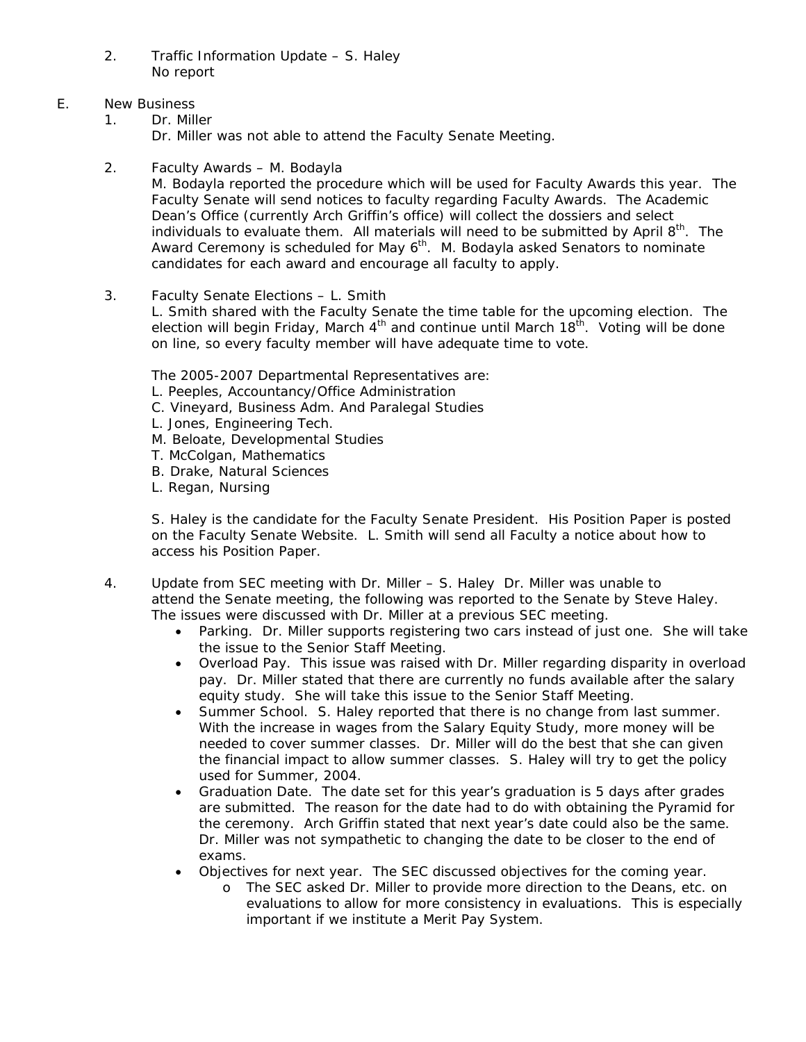2. Traffic Information Update – S. Haley
   No report

E. New Business

1. Dr. Miller
   Dr. Miller was not able to attend the Faculty Senate Meeting.

2. Faculty Awards – M. Bodayla
   M. Bodayla reported the procedure which will be used for Faculty Awards this year. The Faculty Senate will send notices to faculty regarding Faculty Awards. The Academic Dean's Office (currently Arch Griffin's office) will collect the dossiers and select individuals to evaluate them. All materials will need to be submitted by April 8th. The Award Ceremony is scheduled for May 6th. M. Bodayla asked Senators to nominate candidates for each award and encourage all faculty to apply.

3. Faculty Senate Elections – L. Smith
   L. Smith shared with the Faculty Senate the time table for the upcoming election. The election will begin Friday, March 4th and continue until March 18th. Voting will be done on line, so every faculty member will have adequate time to vote.

   The 2005-2007 Departmental Representatives are:
   L. Peeples, Accountancy/Office Administration
   C. Vineyard, Business Adm. And Paralegal Studies
   L. Jones, Engineering Tech.
   M. Beloate, Developmental Studies
   T. McColgan, Mathematics
   B. Drake, Natural Sciences
   L. Regan, Nursing

   S. Haley is the candidate for the Faculty Senate President. His Position Paper is posted on the Faculty Senate Website. L. Smith will send all Faculty a notice about how to access his Position Paper.

4. Update from SEC meeting with Dr. Miller – S. Haley Dr. Miller was unable to attend the Senate meeting, the following was reported to the Senate by Steve Haley. The issues were discussed with Dr. Miller at a previous SEC meeting.
   - Parking. Dr. Miller supports registering two cars instead of just one. She will take the issue to the Senior Staff Meeting.
   - Overload Pay. This issue was raised with Dr. Miller regarding disparity in overload pay. Dr. Miller stated that there are currently no funds available after the salary equity study. She will take this issue to the Senior Staff Meeting.
   - Summer School. S. Haley reported that there is no change from last summer. With the increase in wages from the Salary Equity Study, more money will be needed to cover summer classes. Dr. Miller will do the best that she can given the financial impact to allow summer classes. S. Haley will try to get the policy used for Summer, 2004.
   - Graduation Date. The date set for this year's graduation is 5 days after grades are submitted. The reason for the date had to do with obtaining the Pyramid for the ceremony. Arch Griffin stated that next year's date could also be the same. Dr. Miller was not sympathetic to changing the date to be closer to the end of exams.
   - Objectives for next year. The SEC discussed objectives for the coming year.
     - The SEC asked Dr. Miller to provide more direction to the Deans, etc. on evaluations to allow for more consistency in evaluations. This is especially important if we institute a Merit Pay System.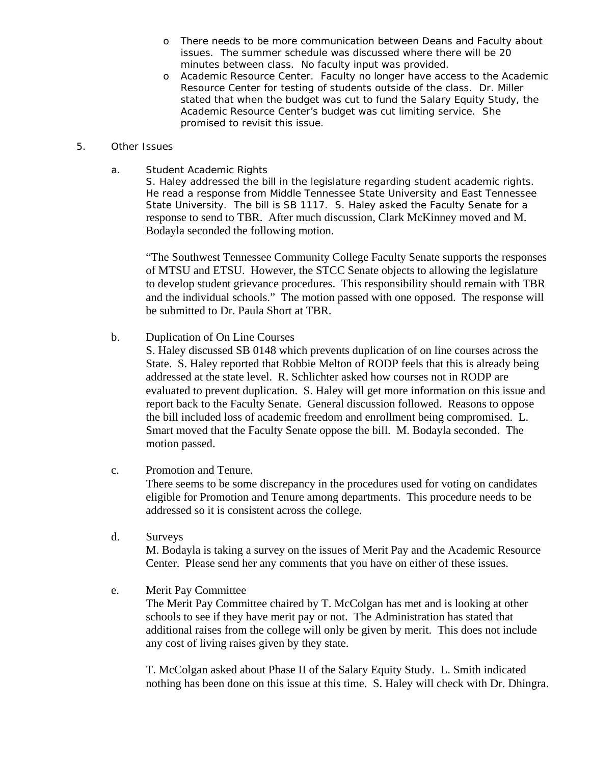- There needs to be more communication between Deans and Faculty about issues. The summer schedule was discussed where there will be 20 minutes between class. No faculty input was provided.
- Academic Resource Center. Faculty no longer have access to the Academic Resource Center for testing of students outside of the class. Dr. Miller stated that when the budget was cut to fund the Salary Equity Study, the Academic Resource Center's budget was cut limiting service. She promised to revisit this issue.

5. Other Issues

a. Student Academic Rights

S. Haley addressed the bill in the legislature regarding student academic rights. He read a response from Middle Tennessee State University and East Tennessee State University. The bill is SB 1117. S. Haley asked the Faculty Senate for a response to send to TBR. After much discussion, Clark McKinney moved and M. Bodayla seconded the following motion.

"The Southwest Tennessee Community College Faculty Senate supports the responses of MTSU and ETSU. However, the STCC Senate objects to allowing the legislature to develop student grievance procedures. This responsibility should remain with TBR and the individual schools." The motion passed with one opposed. The response will be submitted to Dr. Paula Short at TBR.

b. Duplication of On Line Courses

S. Haley discussed SB 0148 which prevents duplication of on line courses across the State. S. Haley reported that Robbie Melton of RODP feels that this is already being addressed at the state level. R. Schlichter asked how courses not in RODP are evaluated to prevent duplication. S. Haley will get more information on this issue and report back to the Faculty Senate. General discussion followed. Reasons to oppose the bill included loss of academic freedom and enrollment being compromised. L. Smart moved that the Faculty Senate oppose the bill. M. Bodayla seconded. The motion passed.

c. Promotion and Tenure.

There seems to be some discrepancy in the procedures used for voting on candidates eligible for Promotion and Tenure among departments. This procedure needs to be addressed so it is consistent across the college.

d. Surveys

M. Bodayla is taking a survey on the issues of Merit Pay and the Academic Resource Center. Please send her any comments that you have on either of these issues.

e. Merit Pay Committee

The Merit Pay Committee chaired by T. McColgan has met and is looking at other schools to see if they have merit pay or not. The Administration has stated that additional raises from the college will only be given by merit. This does not include any cost of living raises given by they state.

T. McColgan asked about Phase II of the Salary Equity Study. L. Smith indicated nothing has been done on this issue at this time. S. Haley will check with Dr. Dhingra.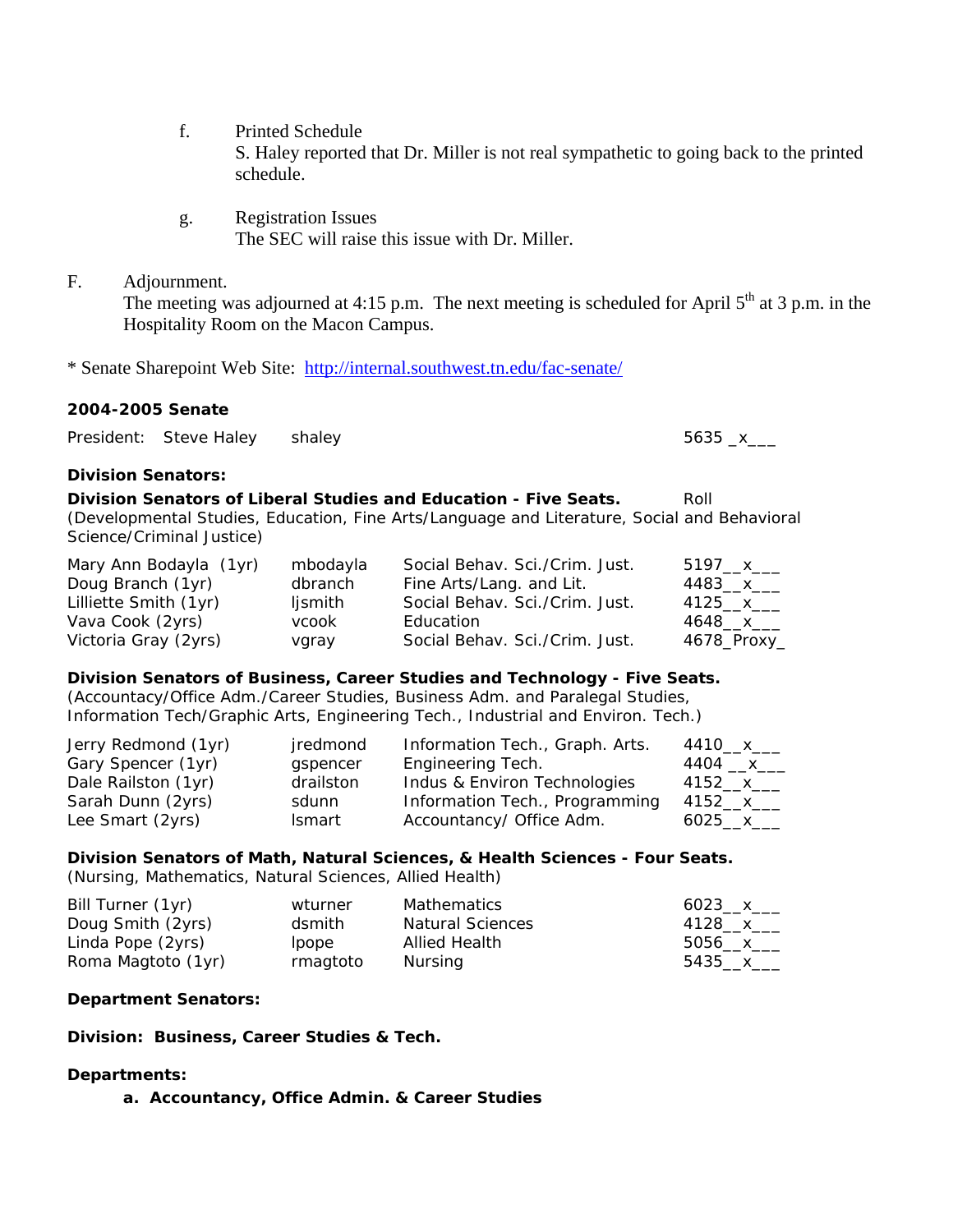f. Printed Schedule
   S. Haley reported that Dr. Miller is not real sympathetic to going back to the printed schedule.

g. Registration Issues
   The SEC will raise this issue with Dr. Miller.

F. Adjournment.
   The meeting was adjourned at 4:15 p.m. The next meeting is scheduled for April 5th at 3 p.m. in the Hospitality Room on the Macon Campus.

* Senate Sharepoint Web Site: [http://internal.southwest.tn.edu/fac-senate/](http://internal.southwest.tn.edu/fac-senate/)

**2004-2005 Senate**

| President: Steve Haley | shaley | | 5635 _x___ |
|---|---|---|---|

**Division Senators:**

**Division Senators of Liberal Studies and Education - Five Seats.** Roll
(Developmental Studies, Education, Fine Arts/Language and Literature, Social and Behavioral Science/Criminal Justice)

| Name | ID | Department | Roll |
|---|---|---|---|
| Mary Ann Bodayla (1yr) | mbodayla | Social Behav. Sci./Crim. Just. | 5197__x___ |
| Doug Branch (1yr) | dbranch | Fine Arts/Lang. and Lit. | 4483__x___ |
| Lilliette Smith (1yr) | ljsmith | Social Behav. Sci./Crim. Just. | 4125__x___ |
| Vava Cook (2yrs) | vcook | Education | 4648__x___ |
| Victoria Gray (2yrs) | vgray | Social Behav. Sci./Crim. Just. | 4678_Proxy_ |

**Division Senators of Business, Career Studies and Technology - Five Seats.**
(Accountancy/Office Adm./Career Studies, Business Adm. and Paralegal Studies, Information Tech/Graphic Arts, Engineering Tech., Industrial and Environ. Tech.)

| Name | ID | Department | Roll |
|---|---|---|---|
| Jerry Redmond (1yr) | jredmond | Information Tech., Graph. Arts. | 4410__x___ |
| Gary Spencer (1yr) | gspencer | Engineering Tech. | 4404 __x___ |
| Dale Railston (1yr) | drailston | Indus & Environ Technologies | 4152__x___ |
| Sarah Dunn (2yrs) | sdunn | Information Tech., Programming | 4152__x___ |
| Lee Smart (2yrs) | lsmart | Accountancy/ Office Adm. | 6025__x___ |

**Division Senators of Math, Natural Sciences, & Health Sciences - Four Seats.**
(Nursing, Mathematics, Natural Sciences, Allied Health)

| Name | ID | Department | Roll |
|---|---|---|---|
| Bill Turner (1yr) | wturner | Mathematics | 6023__x___ |
| Doug Smith (2yrs) | dsmith | Natural Sciences | 4128__x___ |
| Linda Pope (2yrs) | lpope | Allied Health | 5056__x___ |
| Roma Magtoto (1yr) | rmagtoto | Nursing | 5435__x___ |

**Department Senators:**

**Division: Business, Career Studies & Tech.**

**Departments:**

**a. Accountancy, Office Admin. & Career Studies**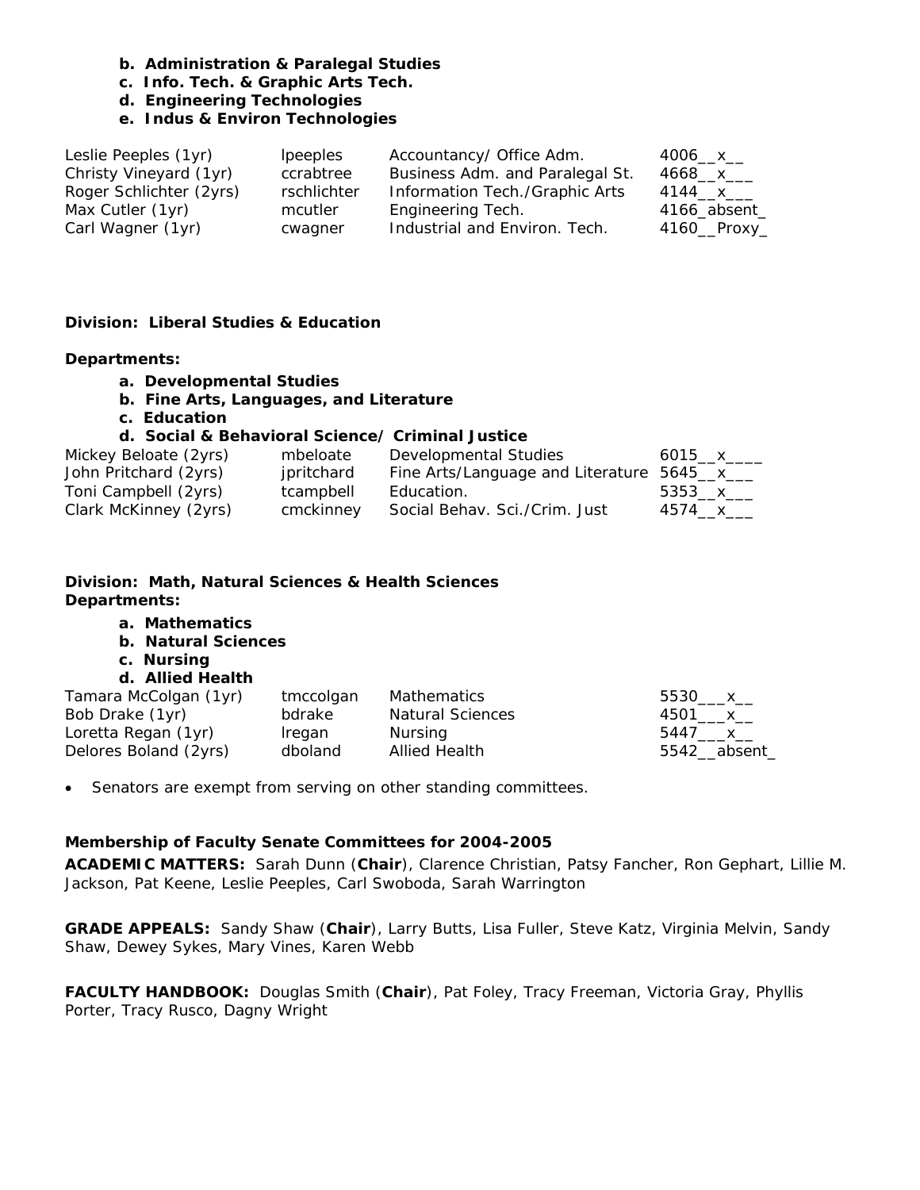b. **Administration & Paralegal Studies**
c. **Info. Tech. & Graphic Arts Tech.**
d. **Engineering Technologies**
e. **Indus & Environ Technologies**

| | | | |
|---|---|---|---|
| Leslie Peeples (1yr) | lpeeples | Accountancy/ Office Adm. | 4006__x__ |
| Christy Vineyard (1yr) | ccrabtree | Business Adm. and Paralegal St. | 4668__x___ |
| Roger Schlichter (2yrs) | rschlichter | Information Tech./Graphic Arts | 4144__x___ |
| Max Cutler (1yr) | mcutler | Engineering Tech. | 4166_absent_ |
| Carl Wagner (1yr) | cwagner | Industrial and Environ. Tech. | 4160__Proxy_ |

**Division: Liberal Studies & Education**

**Departments:**

a. **Developmental Studies**
b. **Fine Arts, Languages, and Literature**
c. **Education**
d. **Social & Behavioral Science/ Criminal Justice**

| | | | |
|---|---|---|---|
| Mickey Beloate (2yrs) | mbeloate | Developmental Studies | 6015__x____ |
| John Pritchard (2yrs) | jpritchard | Fine Arts/Language and Literature | 5645__x___ |
| Toni Campbell (2yrs) | tcampbell | Education. | 5353__x___ |
| Clark McKinney (2yrs) | cmckinney | Social Behav. Sci./Crim. Just | 4574__x___ |

**Division: Math, Natural Sciences & Health Sciences**
**Departments:**

a. **Mathematics**
b. **Natural Sciences**
c. **Nursing**
d. **Allied Health**

| | | | |
|---|---|---|---|
| Tamara McColgan (1yr) | tmccolgan | Mathematics | 5530___x__ |
| Bob Drake (1yr) | bdrake | Natural Sciences | 4501___x__ |
| Loretta Regan (1yr) | lregan | Nursing | 5447___x__ |
| Delores Boland (2yrs) | dboland | Allied Health | 5542__absent_ |

- Senators are exempt from serving on other standing committees.

**Membership of Faculty Senate Committees for 2004-2005**

**ACADEMIC MATTERS:** Sarah Dunn (**Chair**), Clarence Christian, Patsy Fancher, Ron Gephart, Lillie M. Jackson, Pat Keene, Leslie Peeples, Carl Swoboda, Sarah Warrington

**GRADE APPEALS:** Sandy Shaw (**Chair**), Larry Butts, Lisa Fuller, Steve Katz, Virginia Melvin, Sandy Shaw, Dewey Sykes, Mary Vines, Karen Webb

**FACULTY HANDBOOK:** Douglas Smith (**Chair**), Pat Foley, Tracy Freeman, Victoria Gray, Phyllis Porter, Tracy Rusco, Dagny Wright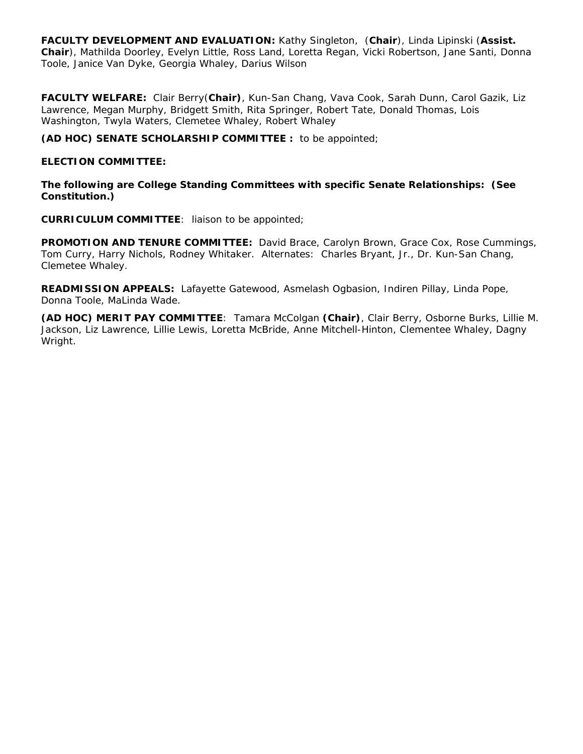**FACULTY DEVELOPMENT AND EVALUATION:** Kathy Singleton, (**Chair**), Linda Lipinski (**Assist. Chair**), Mathilda Doorley, Evelyn Little, Ross Land, Loretta Regan, Vicki Robertson, Jane Santi, Donna Toole, Janice Van Dyke, Georgia Whaley, Darius Wilson

**FACULTY WELFARE:** Clair Berry(**Chair)**, Kun-San Chang, Vava Cook, Sarah Dunn, Carol Gazik, Liz Lawrence, Megan Murphy, Bridgett Smith, Rita Springer, Robert Tate, Donald Thomas, Lois Washington, Twyla Waters, Clemetee Whaley, Robert Whaley

**(AD HOC) SENATE SCHOLARSHIP COMMITTEE :** to be appointed;

**ELECTION COMMITTEE:**

**The following are College Standing Committees with specific Senate Relationships: (See Constitution.)**

**CURRICULUM COMMITTEE**: liaison to be appointed;

**PROMOTION AND TENURE COMMITTEE:** David Brace, Carolyn Brown, Grace Cox, Rose Cummings, Tom Curry, Harry Nichols, Rodney Whitaker. Alternates: Charles Bryant, Jr., Dr. Kun-San Chang, Clemetee Whaley.

**READMISSION APPEALS:** Lafayette Gatewood, Asmelash Ogbasion, Indiren Pillay, Linda Pope, Donna Toole, MaLinda Wade.

**(AD HOC) MERIT PAY COMMITTEE**: Tamara McColgan **(Chair)**, Clair Berry, Osborne Burks, Lillie M. Jackson, Liz Lawrence, Lillie Lewis, Loretta McBride, Anne Mitchell-Hinton, Clementee Whaley, Dagny Wright.